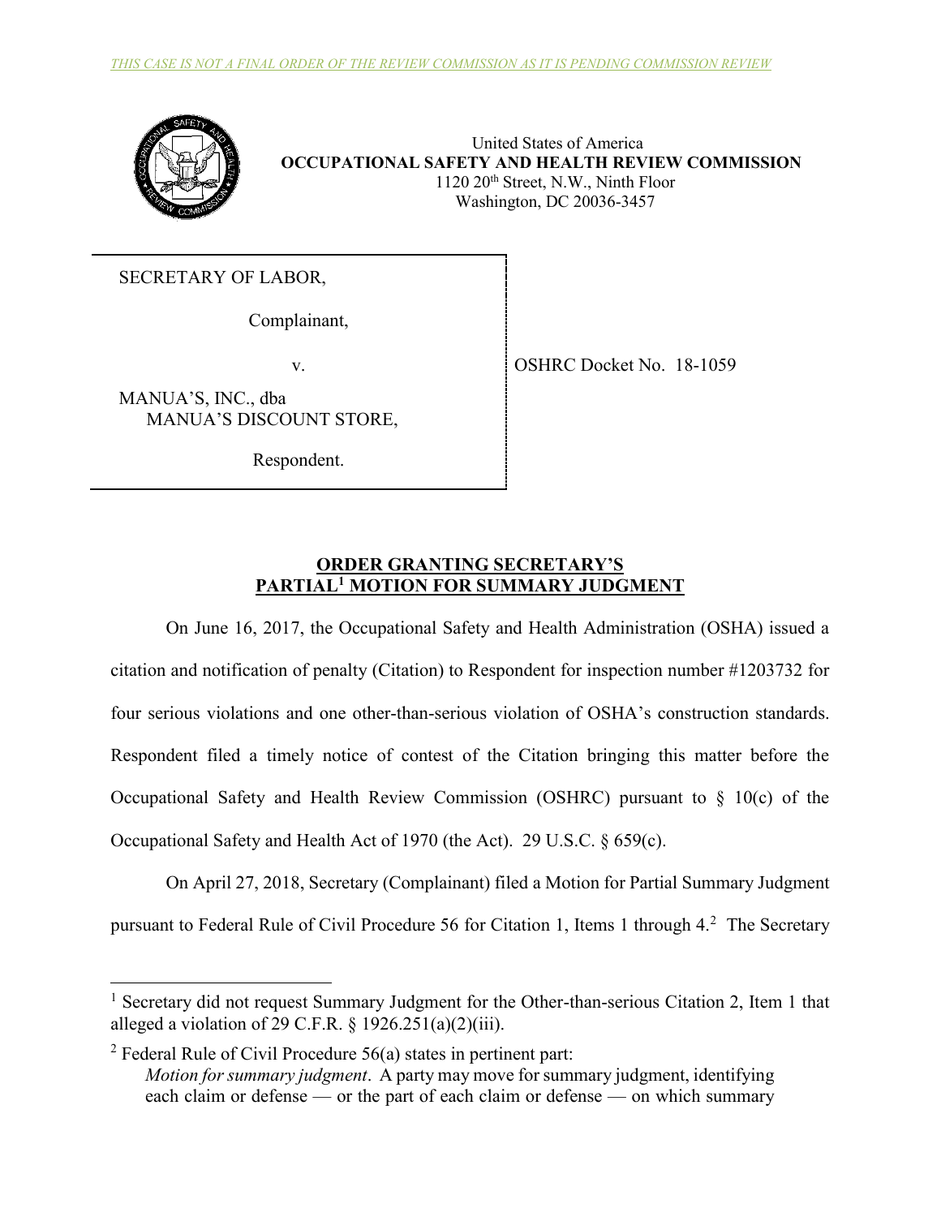*THIS CASE IS NOT A FINAL ORDER OF THE REVIEW COMMISSION AS IT IS PENDING COMMISSION REVIEW*

United States of America
**OCCUPATIONAL SAFETY AND HEALTH REVIEW COMMISSION**
1120 20th Street, N.W., Ninth Floor
Washington, DC 20036-3457

SECRETARY OF LABOR,

Complainant,

v.

MANUA'S, INC., dba
MANUA'S DISCOUNT STORE,

Respondent.

OSHRC Docket No. 18-1059

## ORDER GRANTING SECRETARY'S PARTIAL[1] MOTION FOR SUMMARY JUDGMENT

On June 16, 2017, the Occupational Safety and Health Administration (OSHA) issued a citation and notification of penalty (Citation) to Respondent for inspection number #1203732 for four serious violations and one other-than-serious violation of OSHA's construction standards. Respondent filed a timely notice of contest of the Citation bringing this matter before the Occupational Safety and Health Review Commission (OSHRC) pursuant to § 10(c) of the Occupational Safety and Health Act of 1970 (the Act). 29 U.S.C. § 659(c).

On April 27, 2018, Secretary (Complainant) filed a Motion for Partial Summary Judgment pursuant to Federal Rule of Civil Procedure 56 for Citation 1, Items 1 through 4.[2] The Secretary

[1] Secretary did not request Summary Judgment for the Other-than-serious Citation 2, Item 1 that alleged a violation of 29 C.F.R. § 1926.251(a)(2)(iii).

[2] Federal Rule of Civil Procedure 56(a) states in pertinent part:
*Motion for summary judgment*. A party may move for summary judgment, identifying each claim or defense — or the part of each claim or defense — on which summary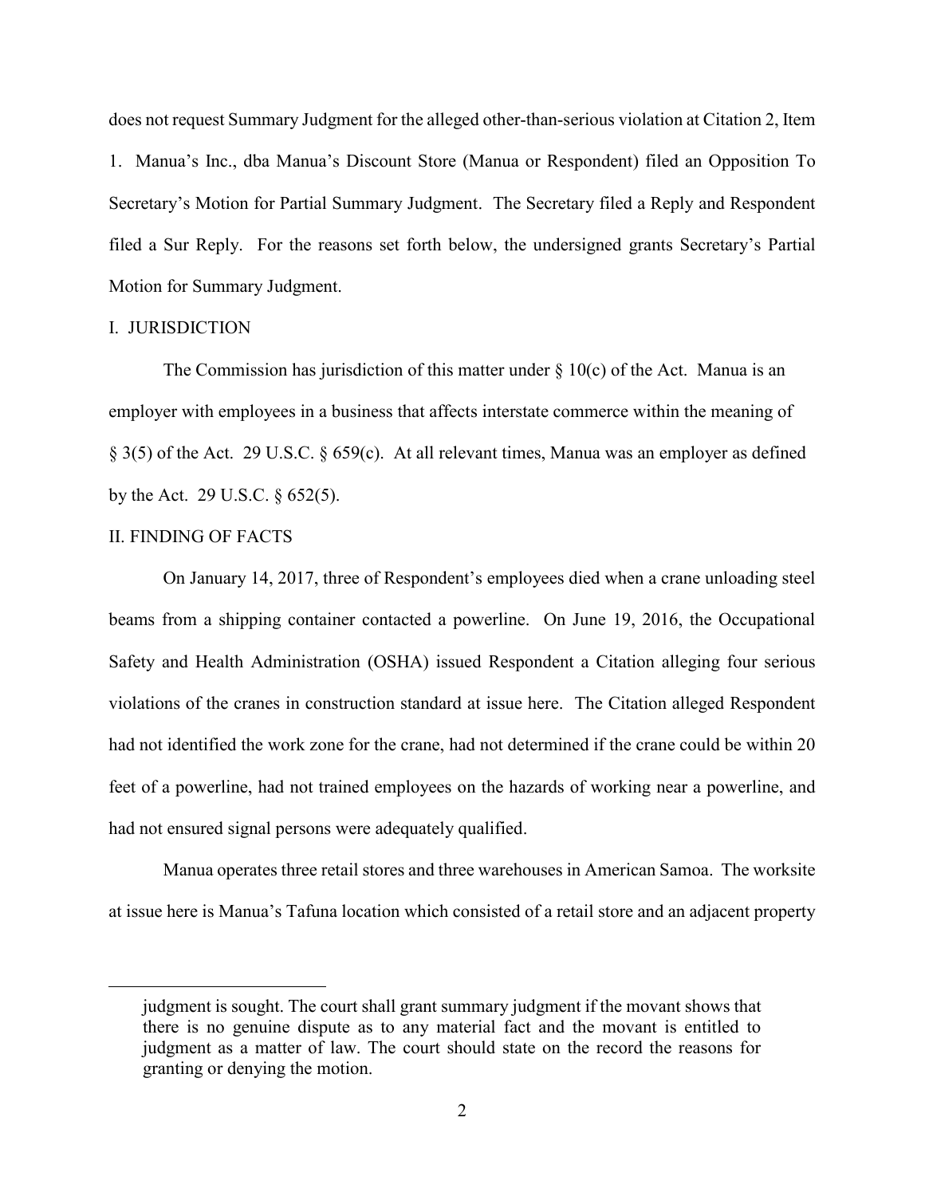does not request Summary Judgment for the alleged other-than-serious violation at Citation 2, Item 1. Manua's Inc., dba Manua's Discount Store (Manua or Respondent) filed an Opposition To Secretary's Motion for Partial Summary Judgment. The Secretary filed a Reply and Respondent filed a Sur Reply. For the reasons set forth below, the undersigned grants Secretary's Partial Motion for Summary Judgment.

## I. JURISDICTION

The Commission has jurisdiction of this matter under § 10(c) of the Act. Manua is an employer with employees in a business that affects interstate commerce within the meaning of § 3(5) of the Act. 29 U.S.C. § 659(c). At all relevant times, Manua was an employer as defined by the Act. 29 U.S.C. § 652(5).

## II. FINDING OF FACTS

On January 14, 2017, three of Respondent's employees died when a crane unloading steel beams from a shipping container contacted a powerline. On June 19, 2016, the Occupational Safety and Health Administration (OSHA) issued Respondent a Citation alleging four serious violations of the cranes in construction standard at issue here. The Citation alleged Respondent had not identified the work zone for the crane, had not determined if the crane could be within 20 feet of a powerline, had not trained employees on the hazards of working near a powerline, and had not ensured signal persons were adequately qualified.

Manua operates three retail stores and three warehouses in American Samoa. The worksite at issue here is Manua's Tafuna location which consisted of a retail store and an adjacent property

---

judgment is sought. The court shall grant summary judgment if the movant shows that there is no genuine dispute as to any material fact and the movant is entitled to judgment as a matter of law. The court should state on the record the reasons for granting or denying the motion.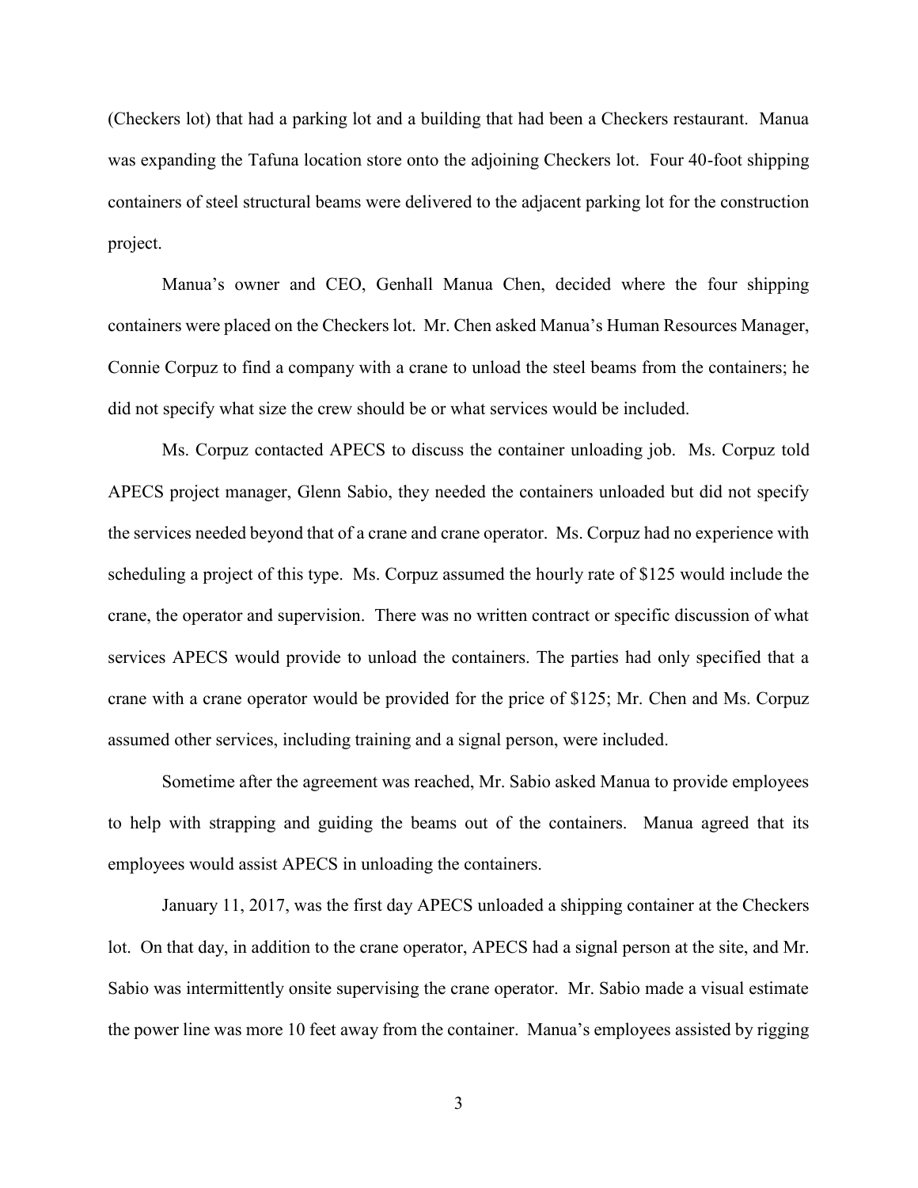(Checkers lot) that had a parking lot and a building that had been a Checkers restaurant. Manua was expanding the Tafuna location store onto the adjoining Checkers lot. Four 40-foot shipping containers of steel structural beams were delivered to the adjacent parking lot for the construction project.

Manua's owner and CEO, Genhall Manua Chen, decided where the four shipping containers were placed on the Checkers lot. Mr. Chen asked Manua's Human Resources Manager, Connie Corpuz to find a company with a crane to unload the steel beams from the containers; he did not specify what size the crew should be or what services would be included.

Ms. Corpuz contacted APECS to discuss the container unloading job. Ms. Corpuz told APECS project manager, Glenn Sabio, they needed the containers unloaded but did not specify the services needed beyond that of a crane and crane operator. Ms. Corpuz had no experience with scheduling a project of this type. Ms. Corpuz assumed the hourly rate of $125 would include the crane, the operator and supervision. There was no written contract or specific discussion of what services APECS would provide to unload the containers. The parties had only specified that a crane with a crane operator would be provided for the price of $125; Mr. Chen and Ms. Corpuz assumed other services, including training and a signal person, were included.

Sometime after the agreement was reached, Mr. Sabio asked Manua to provide employees to help with strapping and guiding the beams out of the containers. Manua agreed that its employees would assist APECS in unloading the containers.

January 11, 2017, was the first day APECS unloaded a shipping container at the Checkers lot. On that day, in addition to the crane operator, APECS had a signal person at the site, and Mr. Sabio was intermittently onsite supervising the crane operator. Mr. Sabio made a visual estimate the power line was more 10 feet away from the container. Manua's employees assisted by rigging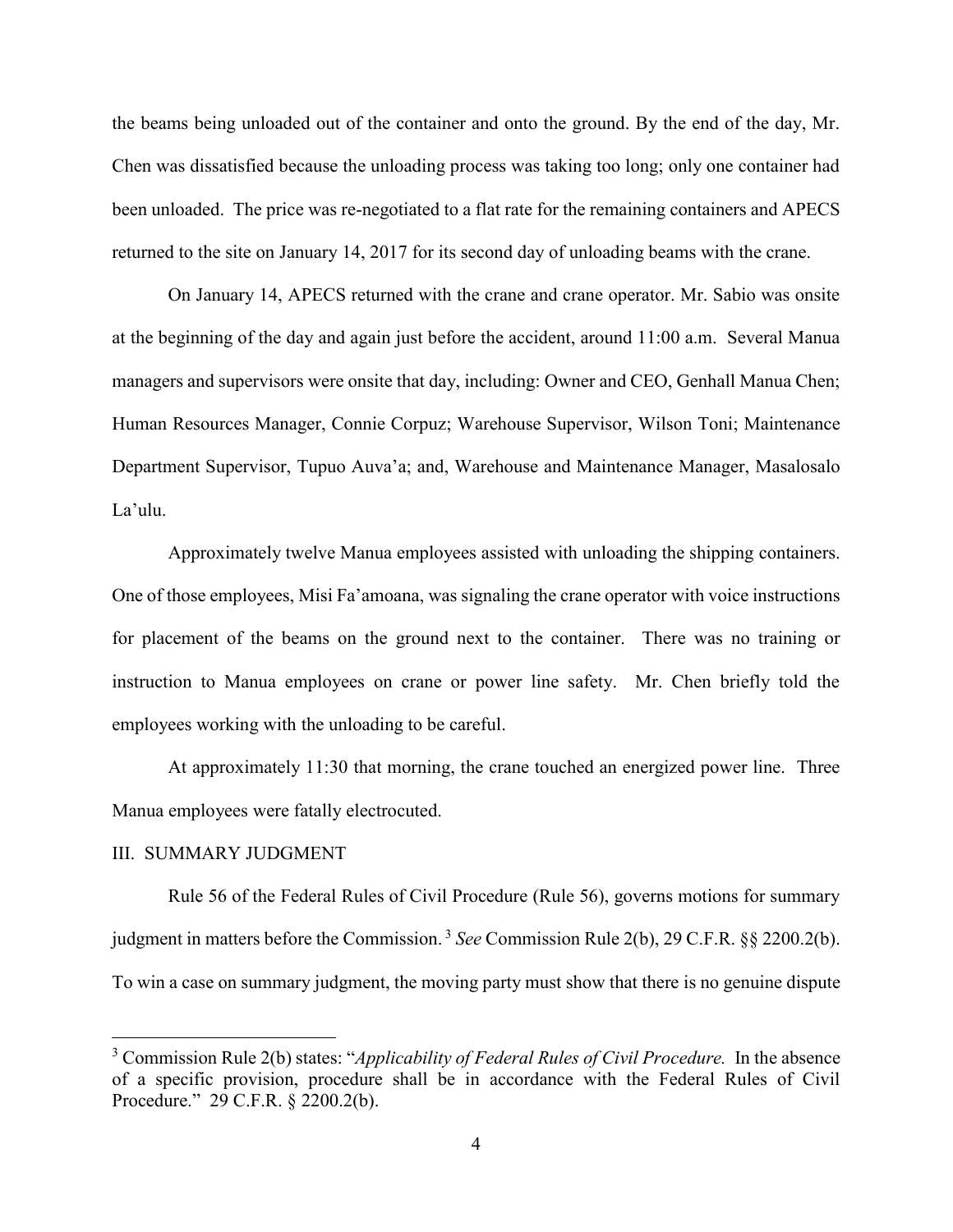the beams being unloaded out of the container and onto the ground. By the end of the day, Mr. Chen was dissatisfied because the unloading process was taking too long; only one container had been unloaded. The price was re-negotiated to a flat rate for the remaining containers and APECS returned to the site on January 14, 2017 for its second day of unloading beams with the crane.

On January 14, APECS returned with the crane and crane operator. Mr. Sabio was onsite at the beginning of the day and again just before the accident, around 11:00 a.m. Several Manua managers and supervisors were onsite that day, including: Owner and CEO, Genhall Manua Chen; Human Resources Manager, Connie Corpuz; Warehouse Supervisor, Wilson Toni; Maintenance Department Supervisor, Tupuo Auva'a; and, Warehouse and Maintenance Manager, Masalosalo La'ulu.

Approximately twelve Manua employees assisted with unloading the shipping containers. One of those employees, Misi Fa'amoana, was signaling the crane operator with voice instructions for placement of the beams on the ground next to the container. There was no training or instruction to Manua employees on crane or power line safety. Mr. Chen briefly told the employees working with the unloading to be careful.

At approximately 11:30 that morning, the crane touched an energized power line. Three Manua employees were fatally electrocuted.

## III. SUMMARY JUDGMENT

Rule 56 of the Federal Rules of Civil Procedure (Rule 56), governs motions for summary judgment in matters before the Commission.[3] *See* Commission Rule 2(b), 29 C.F.R. §§ 2200.2(b). To win a case on summary judgment, the moving party must show that there is no genuine dispute

---

[3] Commission Rule 2(b) states: "*Applicability of Federal Rules of Civil Procedure.* In the absence of a specific provision, procedure shall be in accordance with the Federal Rules of Civil Procedure." 29 C.F.R. § 2200.2(b).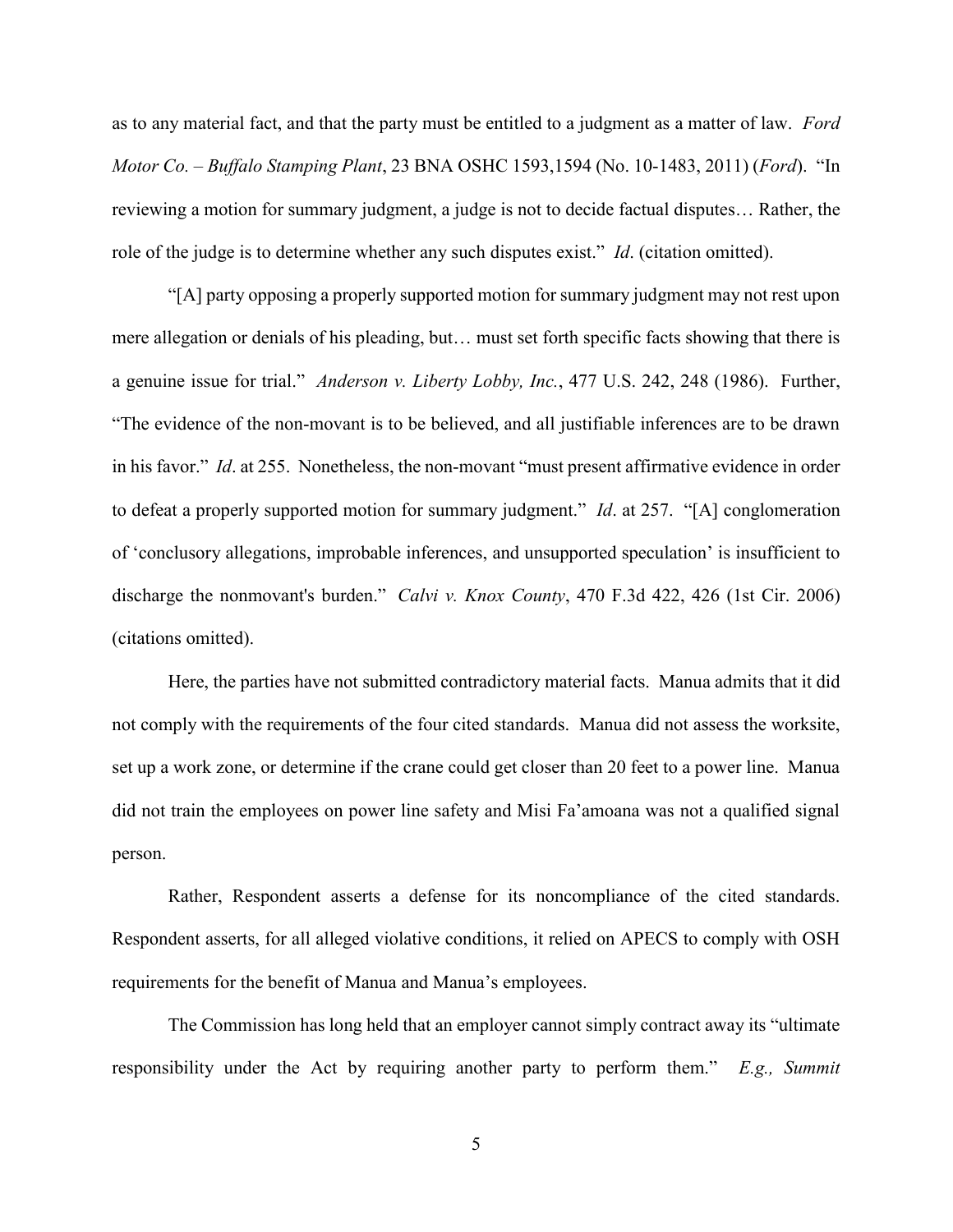as to any material fact, and that the party must be entitled to a judgment as a matter of law. *Ford Motor Co. – Buffalo Stamping Plant*, 23 BNA OSHC 1593,1594 (No. 10-1483, 2011) (*Ford*). "In reviewing a motion for summary judgment, a judge is not to decide factual disputes… Rather, the role of the judge is to determine whether any such disputes exist." *Id*. (citation omitted).

"[A] party opposing a properly supported motion for summary judgment may not rest upon mere allegation or denials of his pleading, but… must set forth specific facts showing that there is a genuine issue for trial." *Anderson v. Liberty Lobby, Inc.*, 477 U.S. 242, 248 (1986). Further, "The evidence of the non-movant is to be believed, and all justifiable inferences are to be drawn in his favor." *Id*. at 255. Nonetheless, the non-movant "must present affirmative evidence in order to defeat a properly supported motion for summary judgment." *Id*. at 257. "[A] conglomeration of 'conclusory allegations, improbable inferences, and unsupported speculation' is insufficient to discharge the nonmovant's burden." *Calvi v. Knox County*, 470 F.3d 422, 426 (1st Cir. 2006) (citations omitted).

Here, the parties have not submitted contradictory material facts. Manua admits that it did not comply with the requirements of the four cited standards. Manua did not assess the worksite, set up a work zone, or determine if the crane could get closer than 20 feet to a power line. Manua did not train the employees on power line safety and Misi Fa'amoana was not a qualified signal person.

Rather, Respondent asserts a defense for its noncompliance of the cited standards. Respondent asserts, for all alleged violative conditions, it relied on APECS to comply with OSH requirements for the benefit of Manua and Manua's employees.

The Commission has long held that an employer cannot simply contract away its "ultimate responsibility under the Act by requiring another party to perform them." *E.g., Summit*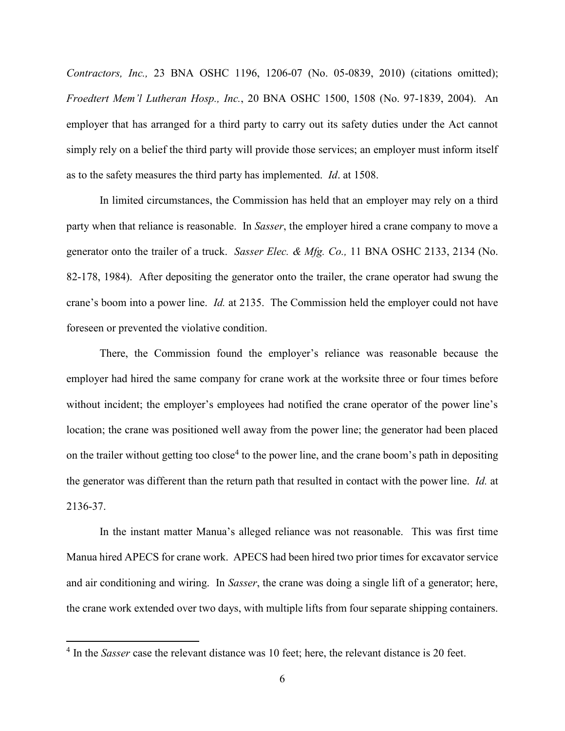*Contractors, Inc.,* 23 BNA OSHC 1196, 1206-07 (No. 05-0839, 2010) (citations omitted); *Froedtert Mem'l Lutheran Hosp., Inc.*, 20 BNA OSHC 1500, 1508 (No. 97-1839, 2004). An employer that has arranged for a third party to carry out its safety duties under the Act cannot simply rely on a belief the third party will provide those services; an employer must inform itself as to the safety measures the third party has implemented. *Id*. at 1508.

In limited circumstances, the Commission has held that an employer may rely on a third party when that reliance is reasonable. In *Sasser*, the employer hired a crane company to move a generator onto the trailer of a truck. *Sasser Elec. & Mfg. Co.,* 11 BNA OSHC 2133, 2134 (No. 82-178, 1984). After depositing the generator onto the trailer, the crane operator had swung the crane's boom into a power line. *Id.* at 2135. The Commission held the employer could not have foreseen or prevented the violative condition.

There, the Commission found the employer's reliance was reasonable because the employer had hired the same company for crane work at the worksite three or four times before without incident; the employer's employees had notified the crane operator of the power line's location; the crane was positioned well away from the power line; the generator had been placed on the trailer without getting too close[4] to the power line, and the crane boom's path in depositing the generator was different than the return path that resulted in contact with the power line. *Id.* at 2136-37.

In the instant matter Manua's alleged reliance was not reasonable. This was first time Manua hired APECS for crane work. APECS had been hired two prior times for excavator service and air conditioning and wiring. In *Sasser*, the crane was doing a single lift of a generator; here, the crane work extended over two days, with multiple lifts from four separate shipping containers.

---

[4] In the *Sasser* case the relevant distance was 10 feet; here, the relevant distance is 20 feet.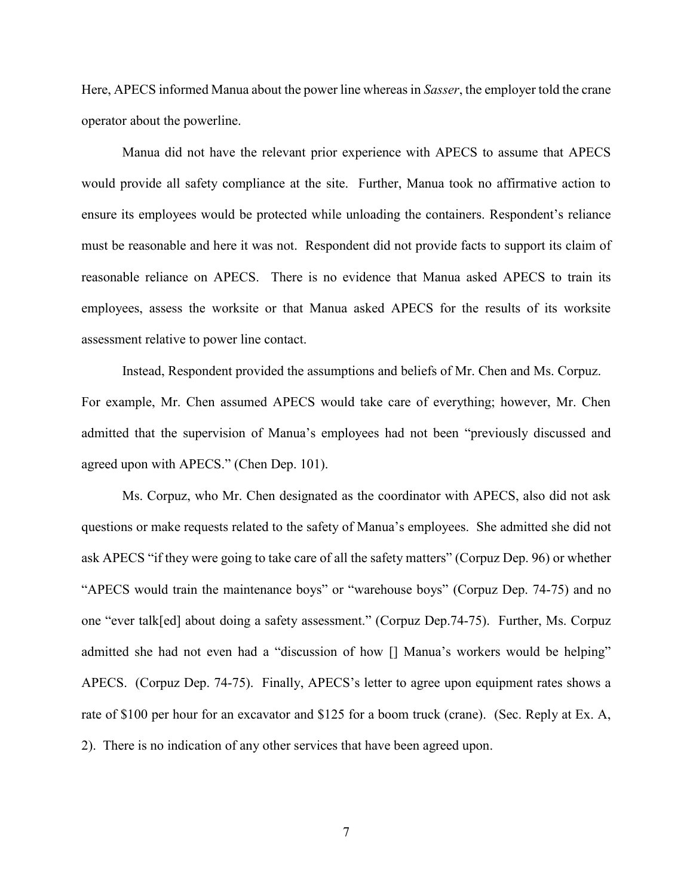Here, APECS informed Manua about the power line whereas in *Sasser*, the employer told the crane operator about the powerline.

Manua did not have the relevant prior experience with APECS to assume that APECS would provide all safety compliance at the site. Further, Manua took no affirmative action to ensure its employees would be protected while unloading the containers. Respondent's reliance must be reasonable and here it was not. Respondent did not provide facts to support its claim of reasonable reliance on APECS. There is no evidence that Manua asked APECS to train its employees, assess the worksite or that Manua asked APECS for the results of its worksite assessment relative to power line contact.

Instead, Respondent provided the assumptions and beliefs of Mr. Chen and Ms. Corpuz. For example, Mr. Chen assumed APECS would take care of everything; however, Mr. Chen admitted that the supervision of Manua's employees had not been "previously discussed and agreed upon with APECS." (Chen Dep. 101).

Ms. Corpuz, who Mr. Chen designated as the coordinator with APECS, also did not ask questions or make requests related to the safety of Manua's employees. She admitted she did not ask APECS "if they were going to take care of all the safety matters" (Corpuz Dep. 96) or whether "APECS would train the maintenance boys" or "warehouse boys" (Corpuz Dep. 74-75) and no one "ever talk[ed] about doing a safety assessment." (Corpuz Dep.74-75). Further, Ms. Corpuz admitted she had not even had a "discussion of how [] Manua's workers would be helping" APECS. (Corpuz Dep. 74-75). Finally, APECS's letter to agree upon equipment rates shows a rate of $100 per hour for an excavator and $125 for a boom truck (crane). (Sec. Reply at Ex. A, 2). There is no indication of any other services that have been agreed upon.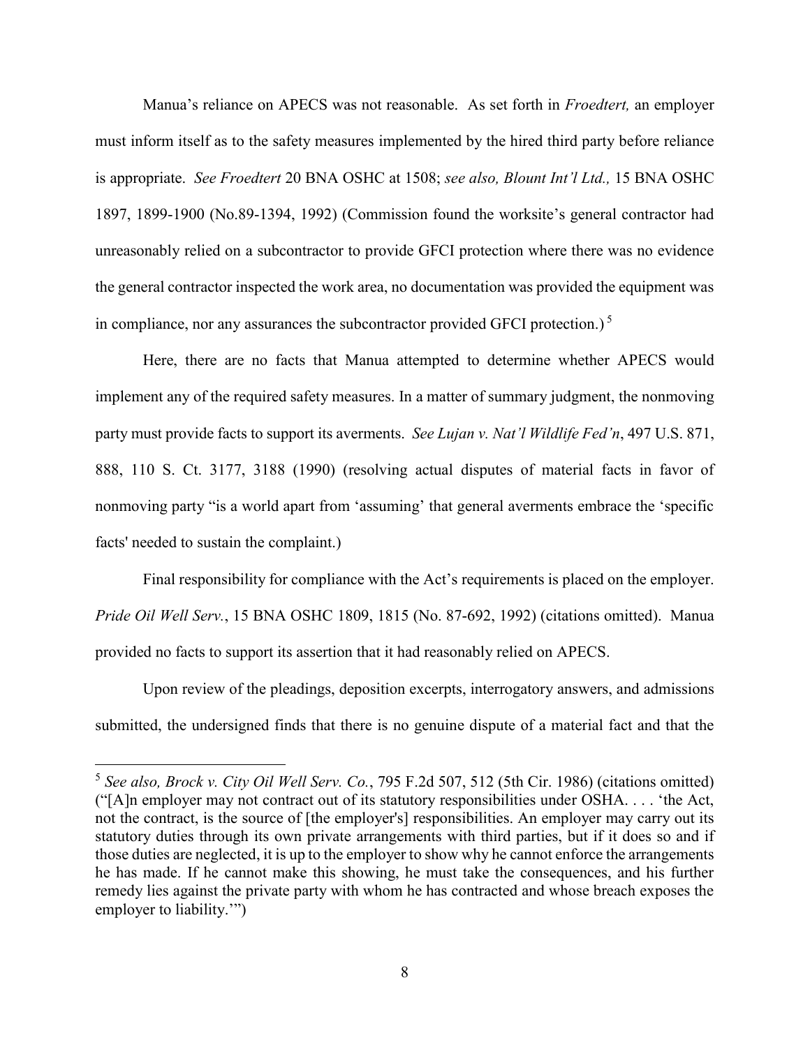Manua's reliance on APECS was not reasonable. As set forth in *Froedtert,* an employer must inform itself as to the safety measures implemented by the hired third party before reliance is appropriate. *See Froedtert* 20 BNA OSHC at 1508; *see also, Blount Int'l Ltd.,* 15 BNA OSHC 1897, 1899-1900 (No.89-1394, 1992) (Commission found the worksite's general contractor had unreasonably relied on a subcontractor to provide GFCI protection where there was no evidence the general contractor inspected the work area, no documentation was provided the equipment was in compliance, nor any assurances the subcontractor provided GFCI protection.) [5]

Here, there are no facts that Manua attempted to determine whether APECS would implement any of the required safety measures. In a matter of summary judgment, the nonmoving party must provide facts to support its averments. *See Lujan v. Nat'l Wildlife Fed'n*, 497 U.S. 871, 888, 110 S. Ct. 3177, 3188 (1990) (resolving actual disputes of material facts in favor of nonmoving party "is a world apart from 'assuming' that general averments embrace the 'specific facts' needed to sustain the complaint.)

Final responsibility for compliance with the Act's requirements is placed on the employer. *Pride Oil Well Serv.*, 15 BNA OSHC 1809, 1815 (No. 87-692, 1992) (citations omitted). Manua provided no facts to support its assertion that it had reasonably relied on APECS.

Upon review of the pleadings, deposition excerpts, interrogatory answers, and admissions submitted, the undersigned finds that there is no genuine dispute of a material fact and that the

---

[5] *See also, Brock v. City Oil Well Serv. Co.*, 795 F.2d 507, 512 (5th Cir. 1986) (citations omitted) ("[A]n employer may not contract out of its statutory responsibilities under OSHA. . . . 'the Act, not the contract, is the source of [the employer's] responsibilities. An employer may carry out its statutory duties through its own private arrangements with third parties, but if it does so and if those duties are neglected, it is up to the employer to show why he cannot enforce the arrangements he has made. If he cannot make this showing, he must take the consequences, and his further remedy lies against the private party with whom he has contracted and whose breach exposes the employer to liability.'")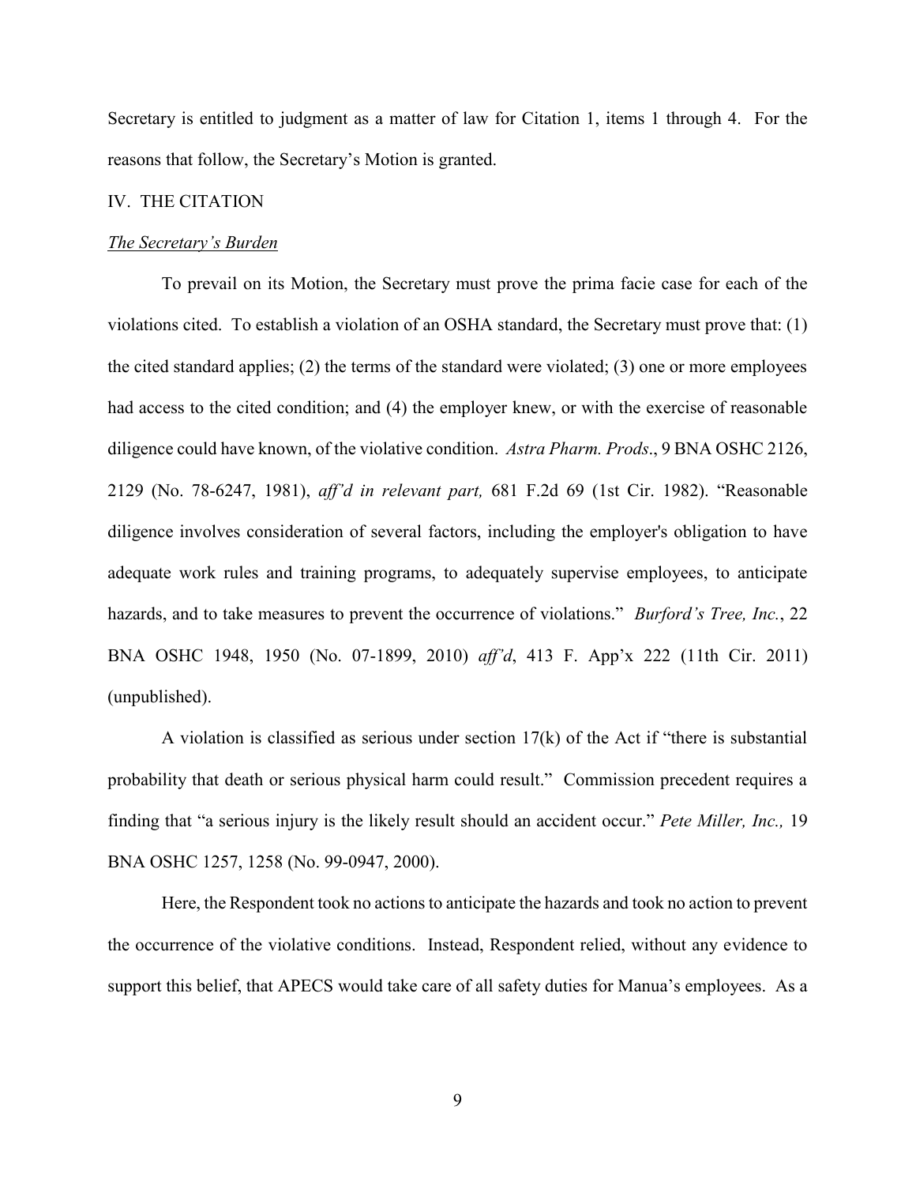Secretary is entitled to judgment as a matter of law for Citation 1, items 1 through 4. For the reasons that follow, the Secretary's Motion is granted.

## IV. THE CITATION

### *The Secretary's Burden*

To prevail on its Motion, the Secretary must prove the prima facie case for each of the violations cited. To establish a violation of an OSHA standard, the Secretary must prove that: (1) the cited standard applies; (2) the terms of the standard were violated; (3) one or more employees had access to the cited condition; and (4) the employer knew, or with the exercise of reasonable diligence could have known, of the violative condition. *Astra Pharm. Prods*., 9 BNA OSHC 2126, 2129 (No. 78-6247, 1981), *aff'd in relevant part,* 681 F.2d 69 (1st Cir. 1982). "Reasonable diligence involves consideration of several factors, including the employer's obligation to have adequate work rules and training programs, to adequately supervise employees, to anticipate hazards, and to take measures to prevent the occurrence of violations." *Burford's Tree, Inc.*, 22 BNA OSHC 1948, 1950 (No. 07-1899, 2010) *aff'd*, 413 F. App'x 222 (11th Cir. 2011) (unpublished).

A violation is classified as serious under section 17(k) of the Act if "there is substantial probability that death or serious physical harm could result." Commission precedent requires a finding that "a serious injury is the likely result should an accident occur." *Pete Miller, Inc.,* 19 BNA OSHC 1257, 1258 (No. 99-0947, 2000).

Here, the Respondent took no actions to anticipate the hazards and took no action to prevent the occurrence of the violative conditions. Instead, Respondent relied, without any evidence to support this belief, that APECS would take care of all safety duties for Manua's employees. As a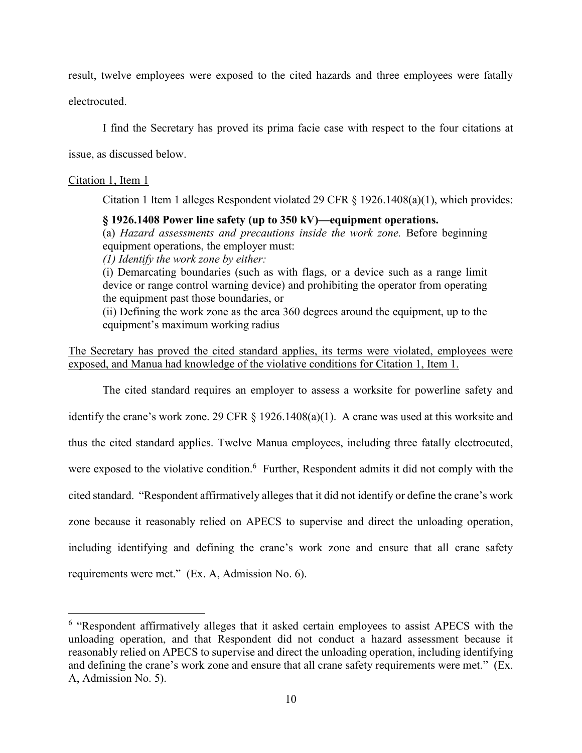result, twelve employees were exposed to the cited hazards and three employees were fatally electrocuted.

I find the Secretary has proved its prima facie case with respect to the four citations at issue, as discussed below.

<u>Citation 1, Item 1</u>

Citation 1 Item 1 alleges Respondent violated 29 CFR § 1926.1408(a)(1), which provides:

> **§ 1926.1408 Power line safety (up to 350 kV)—equipment operations.**
> (a) *Hazard assessments and precautions inside the work zone.* Before beginning equipment operations, the employer must:
> *(1) Identify the work zone by either:*
> (i) Demarcating boundaries (such as with flags, or a device such as a range limit device or range control warning device) and prohibiting the operator from operating the equipment past those boundaries, or
> (ii) Defining the work zone as the area 360 degrees around the equipment, up to the equipment's maximum working radius

<u>The Secretary has proved the cited standard applies, its terms were violated, employees were exposed, and Manua had knowledge of the violative conditions for Citation 1, Item 1.</u>

The cited standard requires an employer to assess a worksite for powerline safety and identify the crane's work zone. 29 CFR § 1926.1408(a)(1). A crane was used at this worksite and thus the cited standard applies. Twelve Manua employees, including three fatally electrocuted, were exposed to the violative condition.[6] Further, Respondent admits it did not comply with the cited standard. "Respondent affirmatively alleges that it did not identify or define the crane's work zone because it reasonably relied on APECS to supervise and direct the unloading operation, including identifying and defining the crane's work zone and ensure that all crane safety requirements were met." (Ex. A, Admission No. 6).

---

[6] "Respondent affirmatively alleges that it asked certain employees to assist APECS with the unloading operation, and that Respondent did not conduct a hazard assessment because it reasonably relied on APECS to supervise and direct the unloading operation, including identifying and defining the crane's work zone and ensure that all crane safety requirements were met." (Ex. A, Admission No. 5).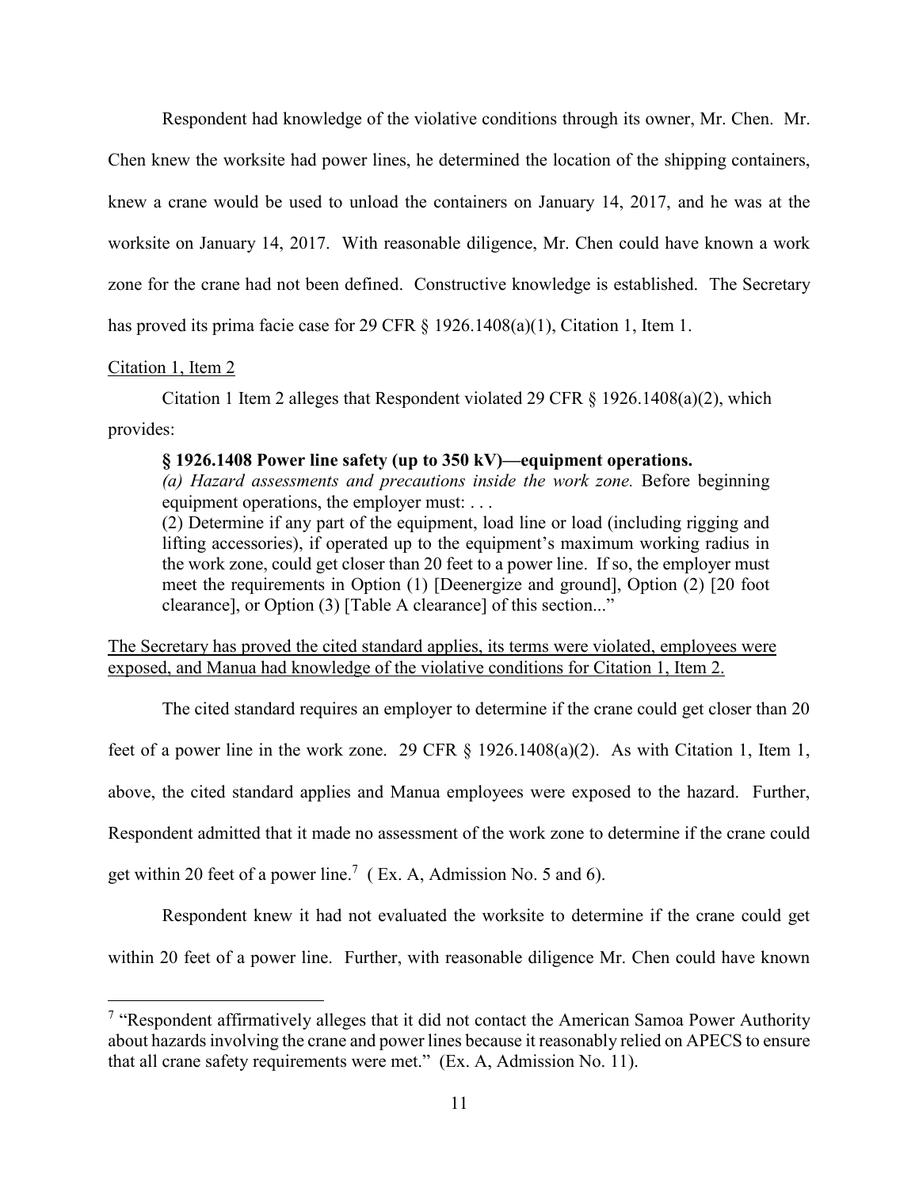Respondent had knowledge of the violative conditions through its owner, Mr. Chen. Mr. Chen knew the worksite had power lines, he determined the location of the shipping containers, knew a crane would be used to unload the containers on January 14, 2017, and he was at the worksite on January 14, 2017. With reasonable diligence, Mr. Chen could have known a work zone for the crane had not been defined. Constructive knowledge is established. The Secretary has proved its prima facie case for 29 CFR § 1926.1408(a)(1), Citation 1, Item 1.

Citation 1, Item 2

Citation 1 Item 2 alleges that Respondent violated 29 CFR § 1926.1408(a)(2), which provides:

> **§ 1926.1408 Power line safety (up to 350 kV)—equipment operations.**
> *(a) Hazard assessments and precautions inside the work zone.* Before beginning equipment operations, the employer must: . . .
> (2) Determine if any part of the equipment, load line or load (including rigging and lifting accessories), if operated up to the equipment's maximum working radius in the work zone, could get closer than 20 feet to a power line. If so, the employer must meet the requirements in Option (1) [Deenergize and ground], Option (2) [20 foot clearance], or Option (3) [Table A clearance] of this section..."

The Secretary has proved the cited standard applies, its terms were violated, employees were exposed, and Manua had knowledge of the violative conditions for Citation 1, Item 2.

The cited standard requires an employer to determine if the crane could get closer than 20 feet of a power line in the work zone. 29 CFR § 1926.1408(a)(2). As with Citation 1, Item 1, above, the cited standard applies and Manua employees were exposed to the hazard. Further, Respondent admitted that it made no assessment of the work zone to determine if the crane could get within 20 feet of a power line.[7] ( Ex. A, Admission No. 5 and 6).

Respondent knew it had not evaluated the worksite to determine if the crane could get within 20 feet of a power line. Further, with reasonable diligence Mr. Chen could have known

[7] "Respondent affirmatively alleges that it did not contact the American Samoa Power Authority about hazards involving the crane and power lines because it reasonably relied on APECS to ensure that all crane safety requirements were met." (Ex. A, Admission No. 11).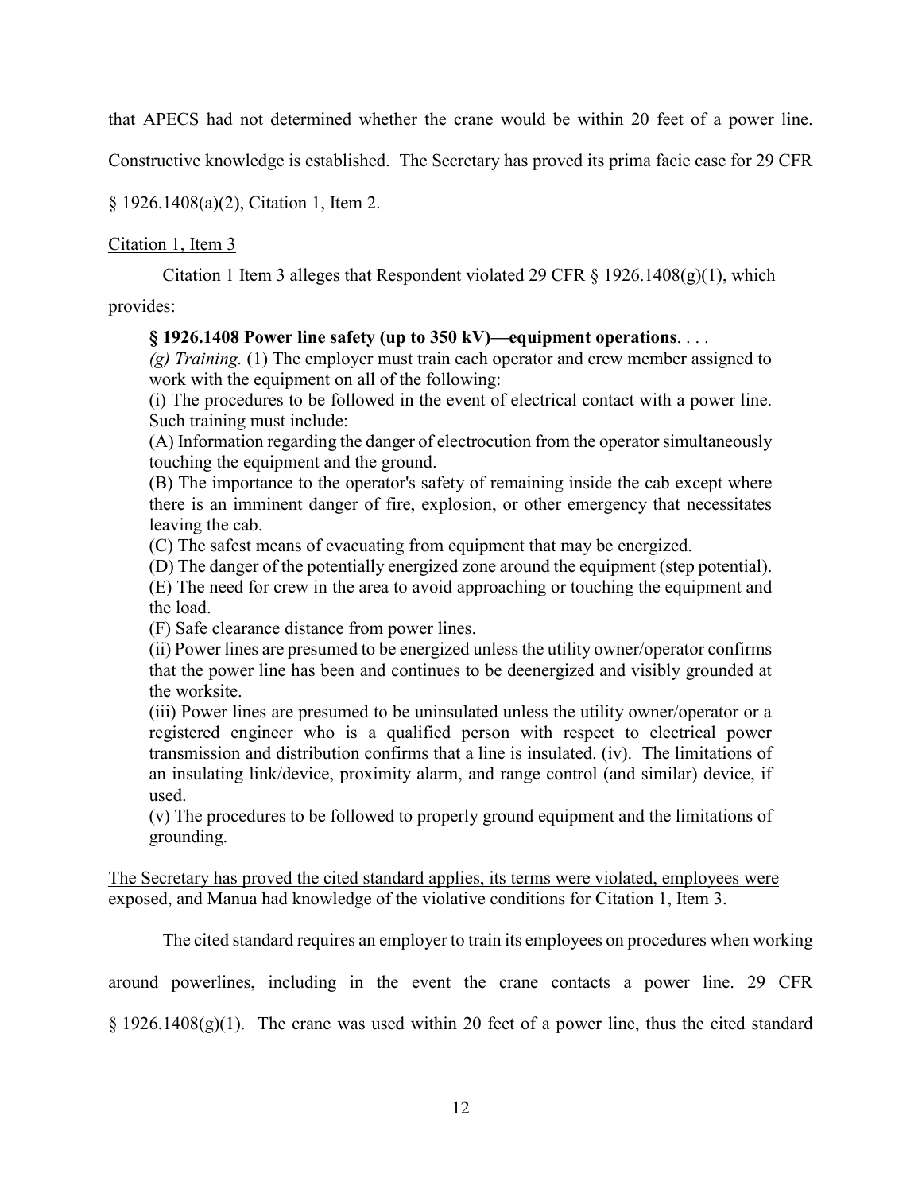that APECS had not determined whether the crane would be within 20 feet of a power line. Constructive knowledge is established. The Secretary has proved its prima facie case for 29 CFR § 1926.1408(a)(2), Citation 1, Item 2.

<u>Citation 1, Item 3</u>

Citation 1 Item 3 alleges that Respondent violated 29 CFR § 1926.1408(g)(1), which provides:

> **§ 1926.1408 Power line safety (up to 350 kV)—equipment operations**. . . .
> *(g) Training.* (1) The employer must train each operator and crew member assigned to work with the equipment on all of the following:
> (i) The procedures to be followed in the event of electrical contact with a power line. Such training must include:
> (A) Information regarding the danger of electrocution from the operator simultaneously touching the equipment and the ground.
> (B) The importance to the operator's safety of remaining inside the cab except where there is an imminent danger of fire, explosion, or other emergency that necessitates leaving the cab.
> (C) The safest means of evacuating from equipment that may be energized.
> (D) The danger of the potentially energized zone around the equipment (step potential).
> (E) The need for crew in the area to avoid approaching or touching the equipment and the load.
> (F) Safe clearance distance from power lines.
> (ii) Power lines are presumed to be energized unless the utility owner/operator confirms that the power line has been and continues to be deenergized and visibly grounded at the worksite.
> (iii) Power lines are presumed to be uninsulated unless the utility owner/operator or a registered engineer who is a qualified person with respect to electrical power transmission and distribution confirms that a line is insulated. (iv). The limitations of an insulating link/device, proximity alarm, and range control (and similar) device, if used.
> (v) The procedures to be followed to properly ground equipment and the limitations of grounding.

<u>The Secretary has proved the cited standard applies, its terms were violated, employees were exposed, and Manua had knowledge of the violative conditions for Citation 1, Item 3.</u>

The cited standard requires an employer to train its employees on procedures when working around powerlines, including in the event the crane contacts a power line. 29 CFR § 1926.1408(g)(1). The crane was used within 20 feet of a power line, thus the cited standard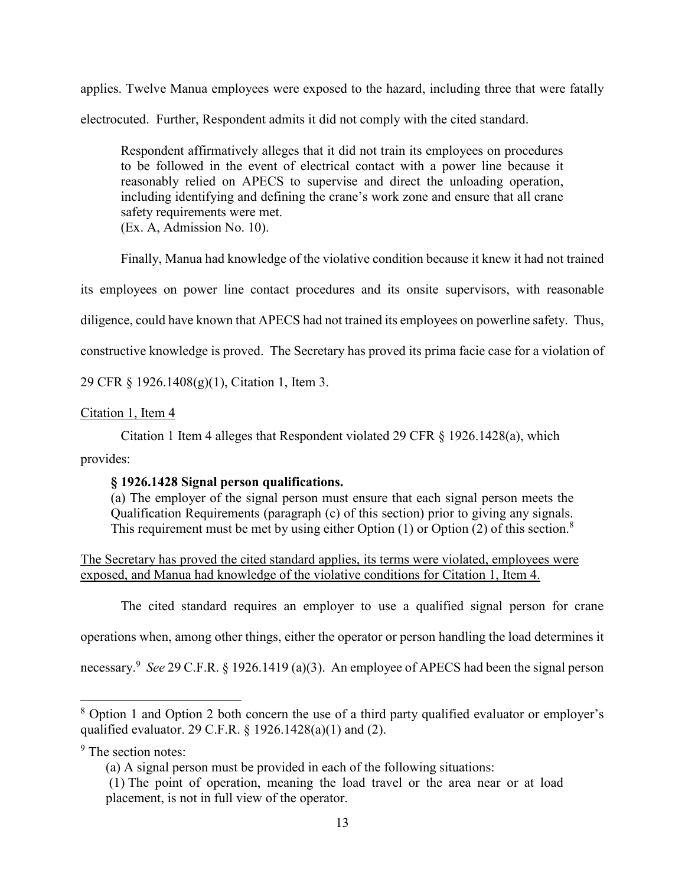applies. Twelve Manua employees were exposed to the hazard, including three that were fatally electrocuted. Further, Respondent admits it did not comply with the cited standard.

> Respondent affirmatively alleges that it did not train its employees on procedures to be followed in the event of electrical contact with a power line because it reasonably relied on APECS to supervise and direct the unloading operation, including identifying and defining the crane's work zone and ensure that all crane safety requirements were met.
> (Ex. A, Admission No. 10).

Finally, Manua had knowledge of the violative condition because it knew it had not trained its employees on power line contact procedures and its onsite supervisors, with reasonable diligence, could have known that APECS had not trained its employees on powerline safety. Thus, constructive knowledge is proved. The Secretary has proved its prima facie case for a violation of 29 CFR § 1926.1408(g)(1), Citation 1, Item 3.

Citation 1, Item 4

Citation 1 Item 4 alleges that Respondent violated 29 CFR § 1926.1428(a), which provides:

> **§ 1926.1428 Signal person qualifications.**
> (a) The employer of the signal person must ensure that each signal person meets the Qualification Requirements (paragraph (c) of this section) prior to giving any signals. This requirement must be met by using either Option (1) or Option (2) of this section.[8]

The Secretary has proved the cited standard applies, its terms were violated, employees were exposed, and Manua had knowledge of the violative conditions for Citation 1, Item 4.

The cited standard requires an employer to use a qualified signal person for crane operations when, among other things, either the operator or person handling the load determines it necessary.[9] *See* 29 C.F.R. § 1926.1419 (a)(3). An employee of APECS had been the signal person

---

[8] Option 1 and Option 2 both concern the use of a third party qualified evaluator or employer's qualified evaluator. 29 C.F.R. § 1926.1428(a)(1) and (2).

[9] The section notes:

> (a) A signal person must be provided in each of the following situations:
> (1) The point of operation, meaning the load travel or the area near or at load placement, is not in full view of the operator.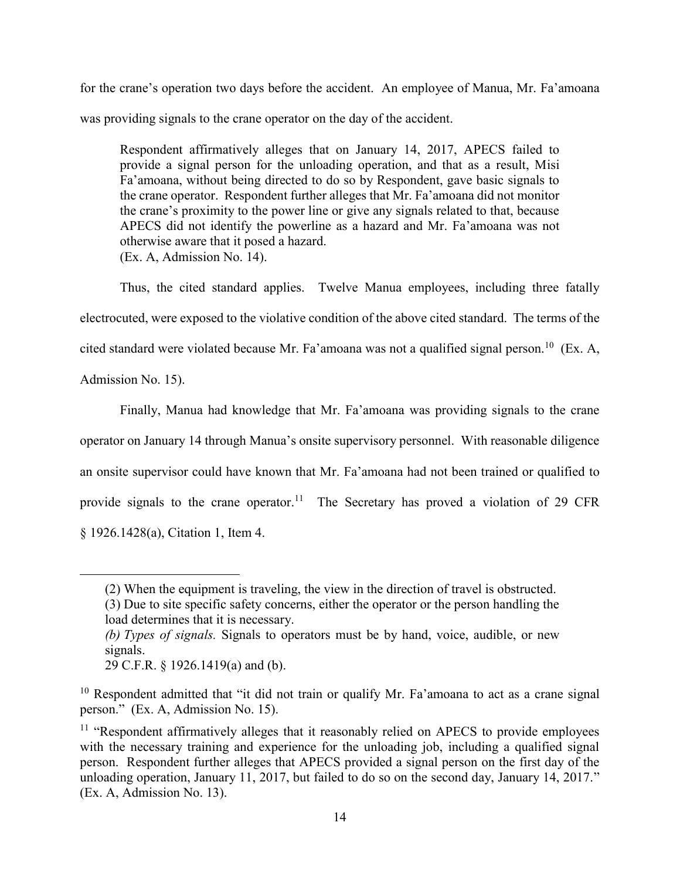for the crane's operation two days before the accident. An employee of Manua, Mr. Fa'amoana was providing signals to the crane operator on the day of the accident.

> Respondent affirmatively alleges that on January 14, 2017, APECS failed to provide a signal person for the unloading operation, and that as a result, Misi Fa'amoana, without being directed to do so by Respondent, gave basic signals to the crane operator. Respondent further alleges that Mr. Fa'amoana did not monitor the crane's proximity to the power line or give any signals related to that, because APECS did not identify the powerline as a hazard and Mr. Fa'amoana was not otherwise aware that it posed a hazard.
> (Ex. A, Admission No. 14).

Thus, the cited standard applies. Twelve Manua employees, including three fatally electrocuted, were exposed to the violative condition of the above cited standard. The terms of the cited standard were violated because Mr. Fa'amoana was not a qualified signal person.[10] (Ex. A, Admission No. 15).

Finally, Manua had knowledge that Mr. Fa'amoana was providing signals to the crane operator on January 14 through Manua's onsite supervisory personnel. With reasonable diligence an onsite supervisor could have known that Mr. Fa'amoana had not been trained or qualified to provide signals to the crane operator.[11] The Secretary has proved a violation of 29 CFR § 1926.1428(a), Citation 1, Item 4.

---

> (2) When the equipment is traveling, the view in the direction of travel is obstructed.
> (3) Due to site specific safety concerns, either the operator or the person handling the load determines that it is necessary.
> *(b) Types of signals.* Signals to operators must be by hand, voice, audible, or new signals.
> 29 C.F.R. § 1926.1419(a) and (b).

[10] Respondent admitted that "it did not train or qualify Mr. Fa'amoana to act as a crane signal person." (Ex. A, Admission No. 15).

[11] "Respondent affirmatively alleges that it reasonably relied on APECS to provide employees with the necessary training and experience for the unloading job, including a qualified signal person. Respondent further alleges that APECS provided a signal person on the first day of the unloading operation, January 11, 2017, but failed to do so on the second day, January 14, 2017." (Ex. A, Admission No. 13).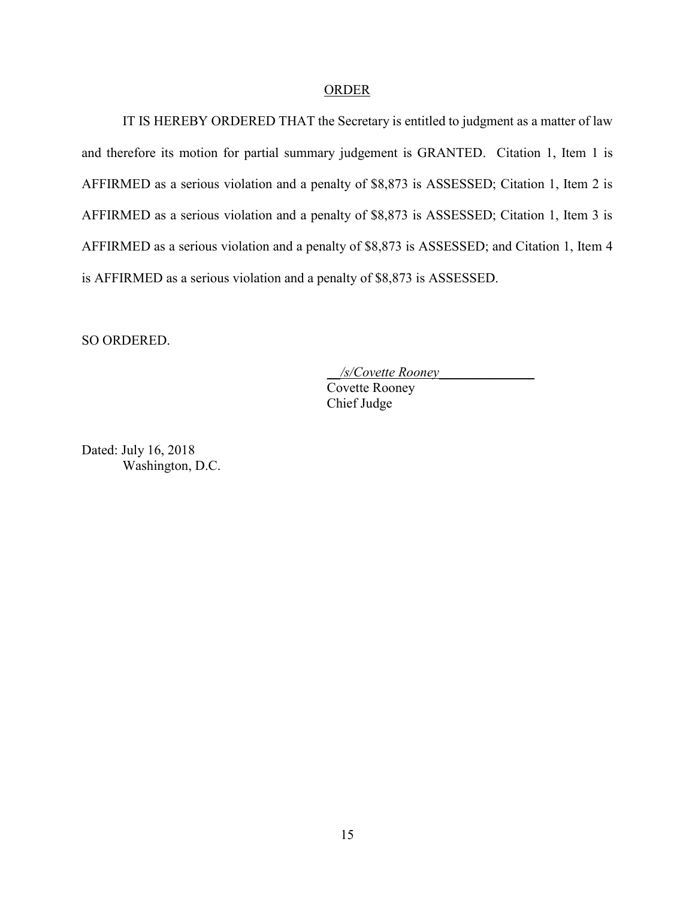## ORDER

IT IS HEREBY ORDERED THAT the Secretary is entitled to judgment as a matter of law and therefore its motion for partial summary judgement is GRANTED. Citation 1, Item 1 is AFFIRMED as a serious violation and a penalty of $8,873 is ASSESSED; Citation 1, Item 2 is AFFIRMED as a serious violation and a penalty of $8,873 is ASSESSED; Citation 1, Item 3 is AFFIRMED as a serious violation and a penalty of $8,873 is ASSESSED; and Citation 1, Item 4 is AFFIRMED as a serious violation and a penalty of $8,873 is ASSESSED.

SO ORDERED.

*/s/Covette Rooney*
Covette Rooney
Chief Judge

Dated: July 16, 2018
Washington, D.C.